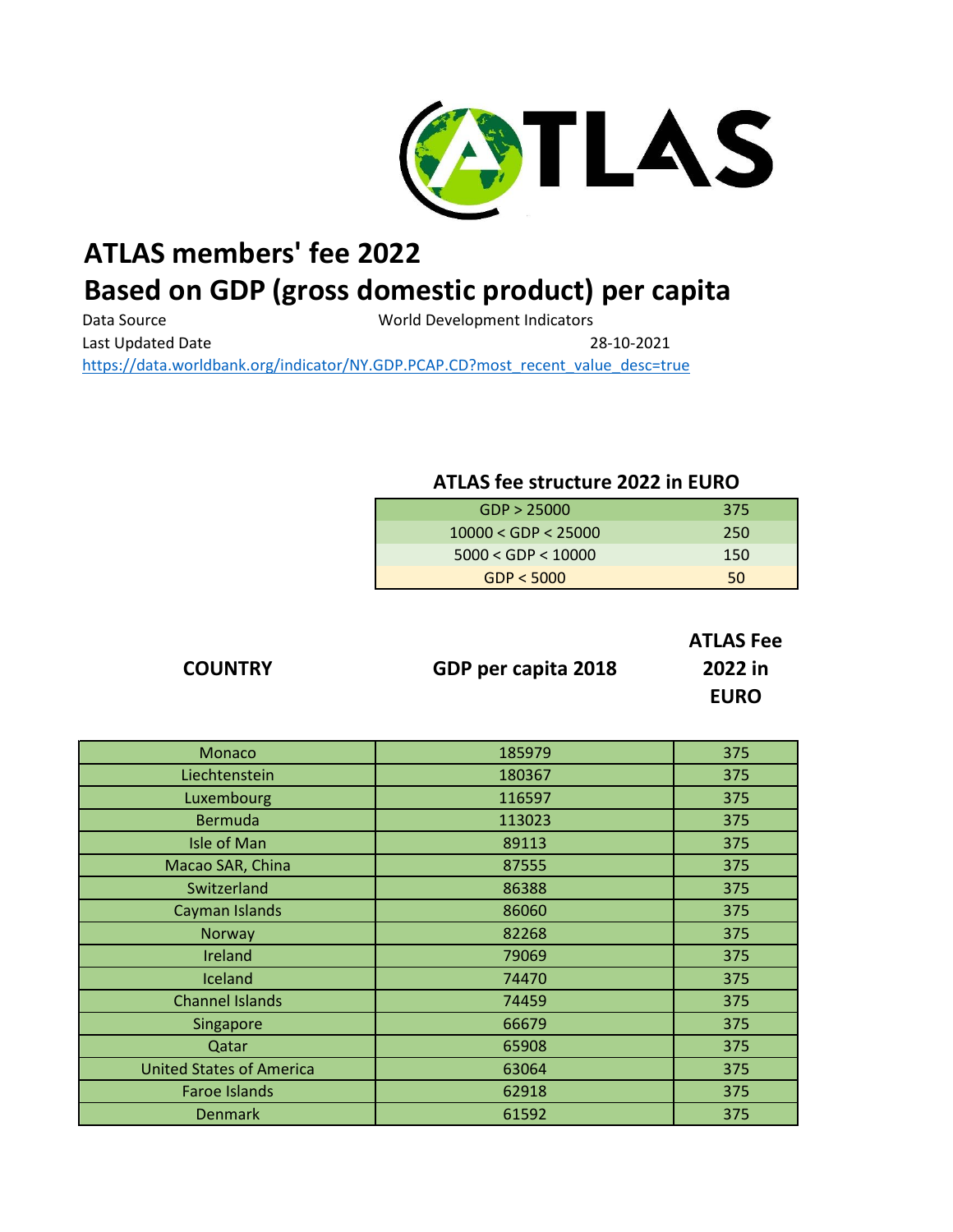ATLAS

# ATLAS members' fee 2022

# Based on GDP (gross domestic product) per capita

Data Source World Development Indicators

Last Updated Date 28-10-2021

https://data.worldbank.org/indicator/NY.GDP.PCAP.CD?most_recent_value_desc=true

**ATLAS fee structure 2022 in EURO**

| GDP | Fee |
|---|---|
| GDP > 25000 | 375 |
| 10000 < GDP < 25000 | 250 |
| 5000 < GDP < 10000 | 150 |
| GDP < 5000 | 50 |

| COUNTRY | GDP per capita 2018 | ATLAS Fee 2022 in EURO |
|---|---|---|
| Monaco | 185979 | 375 |
| Liechtenstein | 180367 | 375 |
| Luxembourg | 116597 | 375 |
| Bermuda | 113023 | 375 |
| Isle of Man | 89113 | 375 |
| Macao SAR, China | 87555 | 375 |
| Switzerland | 86388 | 375 |
| Cayman Islands | 86060 | 375 |
| Norway | 82268 | 375 |
| Ireland | 79069 | 375 |
| Iceland | 74470 | 375 |
| Channel Islands | 74459 | 375 |
| Singapore | 66679 | 375 |
| Qatar | 65908 | 375 |
| United States of America | 63064 | 375 |
| Faroe Islands | 62918 | 375 |
| Denmark | 61592 | 375 |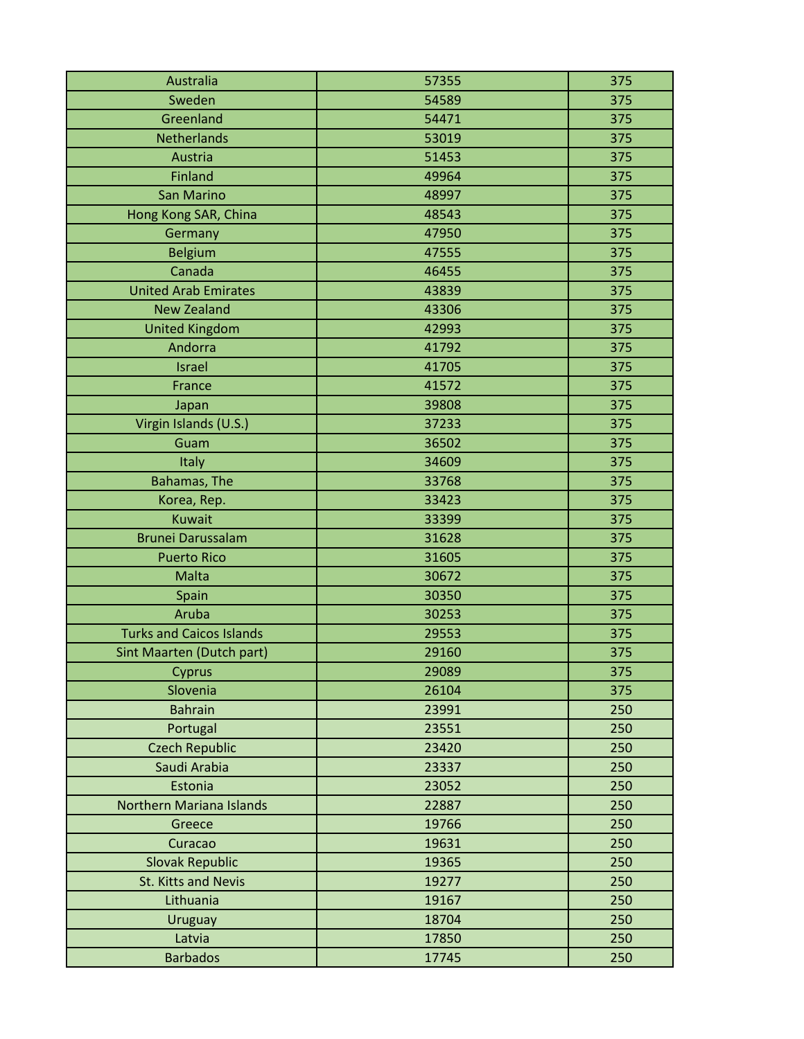| Australia | 57355 | 375 |
|---|---|---|
| Sweden | 54589 | 375 |
| Greenland | 54471 | 375 |
| Netherlands | 53019 | 375 |
| Austria | 51453 | 375 |
| Finland | 49964 | 375 |
| San Marino | 48997 | 375 |
| Hong Kong SAR, China | 48543 | 375 |
| Germany | 47950 | 375 |
| Belgium | 47555 | 375 |
| Canada | 46455 | 375 |
| United Arab Emirates | 43839 | 375 |
| New Zealand | 43306 | 375 |
| United Kingdom | 42993 | 375 |
| Andorra | 41792 | 375 |
| Israel | 41705 | 375 |
| France | 41572 | 375 |
| Japan | 39808 | 375 |
| Virgin Islands (U.S.) | 37233 | 375 |
| Guam | 36502 | 375 |
| Italy | 34609 | 375 |
| Bahamas, The | 33768 | 375 |
| Korea, Rep. | 33423 | 375 |
| Kuwait | 33399 | 375 |
| Brunei Darussalam | 31628 | 375 |
| Puerto Rico | 31605 | 375 |
| Malta | 30672 | 375 |
| Spain | 30350 | 375 |
| Aruba | 30253 | 375 |
| Turks and Caicos Islands | 29553 | 375 |
| Sint Maarten (Dutch part) | 29160 | 375 |
| Cyprus | 29089 | 375 |
| Slovenia | 26104 | 375 |
| Bahrain | 23991 | 250 |
| Portugal | 23551 | 250 |
| Czech Republic | 23420 | 250 |
| Saudi Arabia | 23337 | 250 |
| Estonia | 23052 | 250 |
| Northern Mariana Islands | 22887 | 250 |
| Greece | 19766 | 250 |
| Curacao | 19631 | 250 |
| Slovak Republic | 19365 | 250 |
| St. Kitts and Nevis | 19277 | 250 |
| Lithuania | 19167 | 250 |
| Uruguay | 18704 | 250 |
| Latvia | 17850 | 250 |
| Barbados | 17745 | 250 |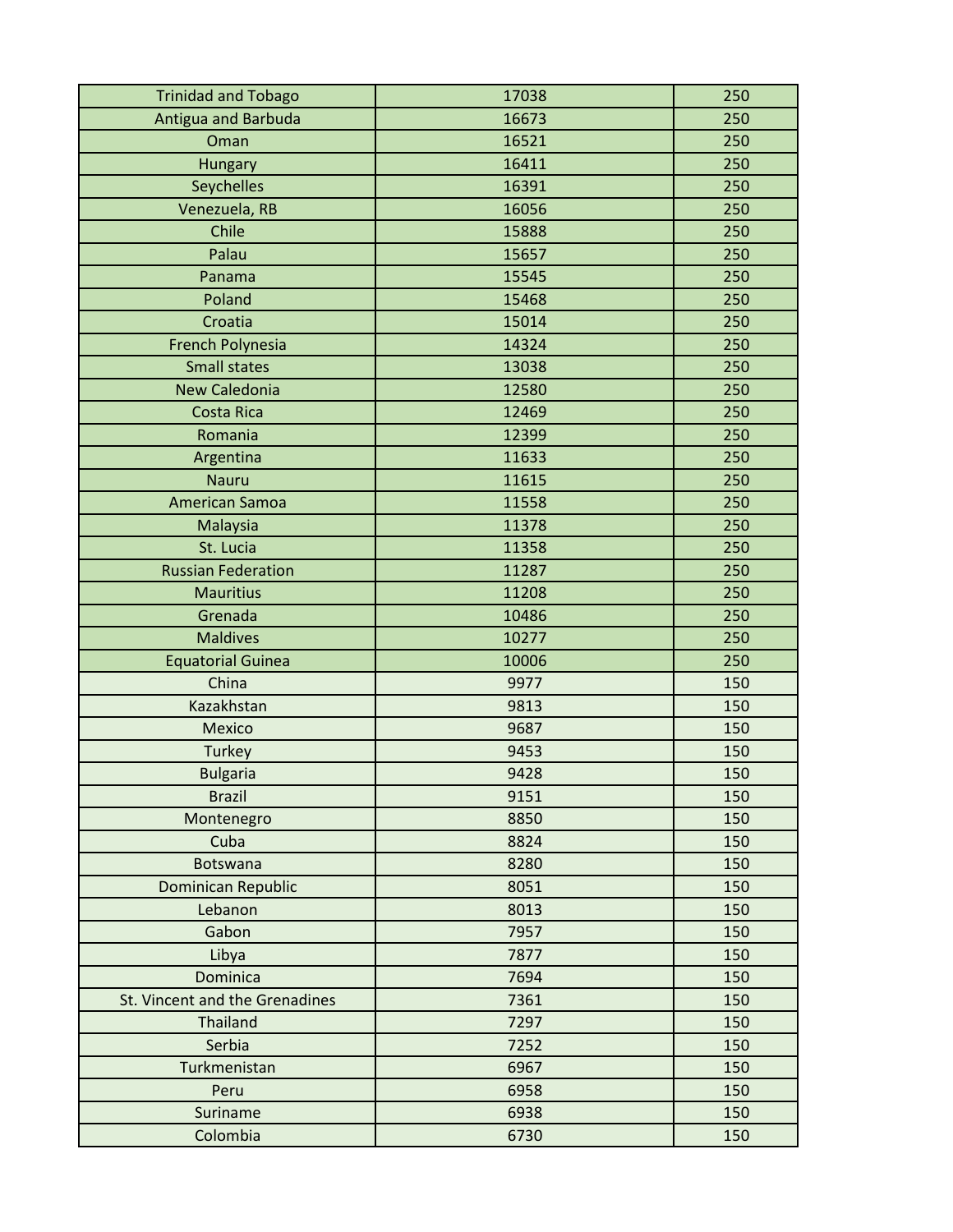| | | |
|---|---|---|
| Trinidad and Tobago | 17038 | 250 |
| Antigua and Barbuda | 16673 | 250 |
| Oman | 16521 | 250 |
| Hungary | 16411 | 250 |
| Seychelles | 16391 | 250 |
| Venezuela, RB | 16056 | 250 |
| Chile | 15888 | 250 |
| Palau | 15657 | 250 |
| Panama | 15545 | 250 |
| Poland | 15468 | 250 |
| Croatia | 15014 | 250 |
| French Polynesia | 14324 | 250 |
| Small states | 13038 | 250 |
| New Caledonia | 12580 | 250 |
| Costa Rica | 12469 | 250 |
| Romania | 12399 | 250 |
| Argentina | 11633 | 250 |
| Nauru | 11615 | 250 |
| American Samoa | 11558 | 250 |
| Malaysia | 11378 | 250 |
| St. Lucia | 11358 | 250 |
| Russian Federation | 11287 | 250 |
| Mauritius | 11208 | 250 |
| Grenada | 10486 | 250 |
| Maldives | 10277 | 250 |
| Equatorial Guinea | 10006 | 250 |
| China | 9977 | 150 |
| Kazakhstan | 9813 | 150 |
| Mexico | 9687 | 150 |
| Turkey | 9453 | 150 |
| Bulgaria | 9428 | 150 |
| Brazil | 9151 | 150 |
| Montenegro | 8850 | 150 |
| Cuba | 8824 | 150 |
| Botswana | 8280 | 150 |
| Dominican Republic | 8051 | 150 |
| Lebanon | 8013 | 150 |
| Gabon | 7957 | 150 |
| Libya | 7877 | 150 |
| Dominica | 7694 | 150 |
| St. Vincent and the Grenadines | 7361 | 150 |
| Thailand | 7297 | 150 |
| Serbia | 7252 | 150 |
| Turkmenistan | 6967 | 150 |
| Peru | 6958 | 150 |
| Suriname | 6938 | 150 |
| Colombia | 6730 | 150 |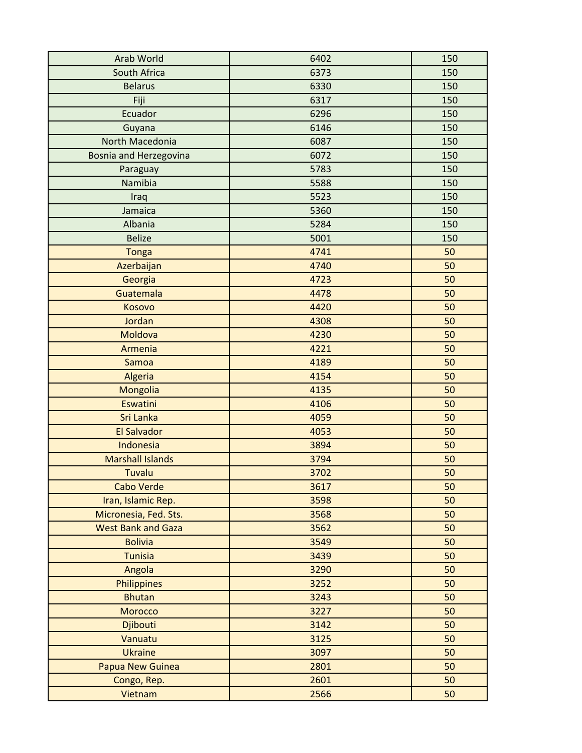| | | |
|---|---|---|
| Arab World | 6402 | 150 |
| South Africa | 6373 | 150 |
| Belarus | 6330 | 150 |
| Fiji | 6317 | 150 |
| Ecuador | 6296 | 150 |
| Guyana | 6146 | 150 |
| North Macedonia | 6087 | 150 |
| Bosnia and Herzegovina | 6072 | 150 |
| Paraguay | 5783 | 150 |
| Namibia | 5588 | 150 |
| Iraq | 5523 | 150 |
| Jamaica | 5360 | 150 |
| Albania | 5284 | 150 |
| Belize | 5001 | 150 |
| Tonga | 4741 | 50 |
| Azerbaijan | 4740 | 50 |
| Georgia | 4723 | 50 |
| Guatemala | 4478 | 50 |
| Kosovo | 4420 | 50 |
| Jordan | 4308 | 50 |
| Moldova | 4230 | 50 |
| Armenia | 4221 | 50 |
| Samoa | 4189 | 50 |
| Algeria | 4154 | 50 |
| Mongolia | 4135 | 50 |
| Eswatini | 4106 | 50 |
| Sri Lanka | 4059 | 50 |
| El Salvador | 4053 | 50 |
| Indonesia | 3894 | 50 |
| Marshall Islands | 3794 | 50 |
| Tuvalu | 3702 | 50 |
| Cabo Verde | 3617 | 50 |
| Iran, Islamic Rep. | 3598 | 50 |
| Micronesia, Fed. Sts. | 3568 | 50 |
| West Bank and Gaza | 3562 | 50 |
| Bolivia | 3549 | 50 |
| Tunisia | 3439 | 50 |
| Angola | 3290 | 50 |
| Philippines | 3252 | 50 |
| Bhutan | 3243 | 50 |
| Morocco | 3227 | 50 |
| Djibouti | 3142 | 50 |
| Vanuatu | 3125 | 50 |
| Ukraine | 3097 | 50 |
| Papua New Guinea | 2801 | 50 |
| Congo, Rep. | 2601 | 50 |
| Vietnam | 2566 | 50 |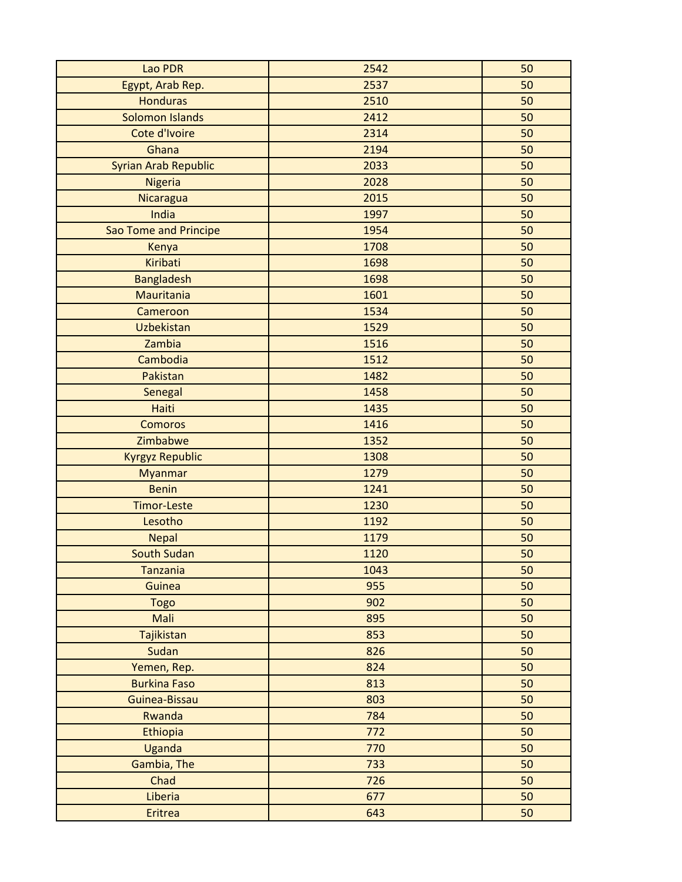| Lao PDR | 2542 | 50 |
|---|---|---|
| Egypt, Arab Rep. | 2537 | 50 |
| Honduras | 2510 | 50 |
| Solomon Islands | 2412 | 50 |
| Cote d'Ivoire | 2314 | 50 |
| Ghana | 2194 | 50 |
| Syrian Arab Republic | 2033 | 50 |
| Nigeria | 2028 | 50 |
| Nicaragua | 2015 | 50 |
| India | 1997 | 50 |
| Sao Tome and Principe | 1954 | 50 |
| Kenya | 1708 | 50 |
| Kiribati | 1698 | 50 |
| Bangladesh | 1698 | 50 |
| Mauritania | 1601 | 50 |
| Cameroon | 1534 | 50 |
| Uzbekistan | 1529 | 50 |
| Zambia | 1516 | 50 |
| Cambodia | 1512 | 50 |
| Pakistan | 1482 | 50 |
| Senegal | 1458 | 50 |
| Haiti | 1435 | 50 |
| Comoros | 1416 | 50 |
| Zimbabwe | 1352 | 50 |
| Kyrgyz Republic | 1308 | 50 |
| Myanmar | 1279 | 50 |
| Benin | 1241 | 50 |
| Timor-Leste | 1230 | 50 |
| Lesotho | 1192 | 50 |
| Nepal | 1179 | 50 |
| South Sudan | 1120 | 50 |
| Tanzania | 1043 | 50 |
| Guinea | 955 | 50 |
| Togo | 902 | 50 |
| Mali | 895 | 50 |
| Tajikistan | 853 | 50 |
| Sudan | 826 | 50 |
| Yemen, Rep. | 824 | 50 |
| Burkina Faso | 813 | 50 |
| Guinea-Bissau | 803 | 50 |
| Rwanda | 784 | 50 |
| Ethiopia | 772 | 50 |
| Uganda | 770 | 50 |
| Gambia, The | 733 | 50 |
| Chad | 726 | 50 |
| Liberia | 677 | 50 |
| Eritrea | 643 | 50 |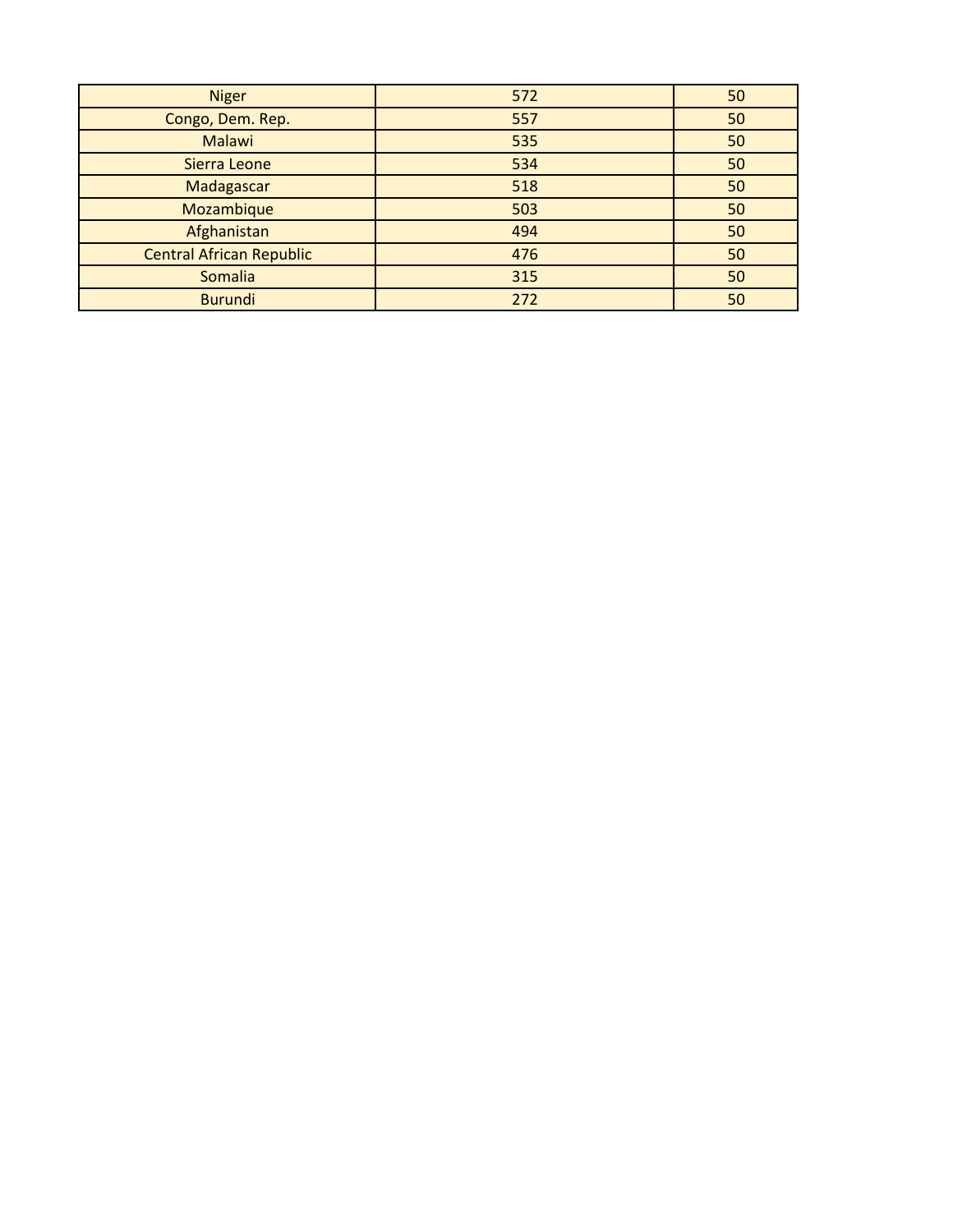| | | |
|---|---|---|
| Niger | 572 | 50 |
| Congo, Dem. Rep. | 557 | 50 |
| Malawi | 535 | 50 |
| Sierra Leone | 534 | 50 |
| Madagascar | 518 | 50 |
| Mozambique | 503 | 50 |
| Afghanistan | 494 | 50 |
| Central African Republic | 476 | 50 |
| Somalia | 315 | 50 |
| Burundi | 272 | 50 |